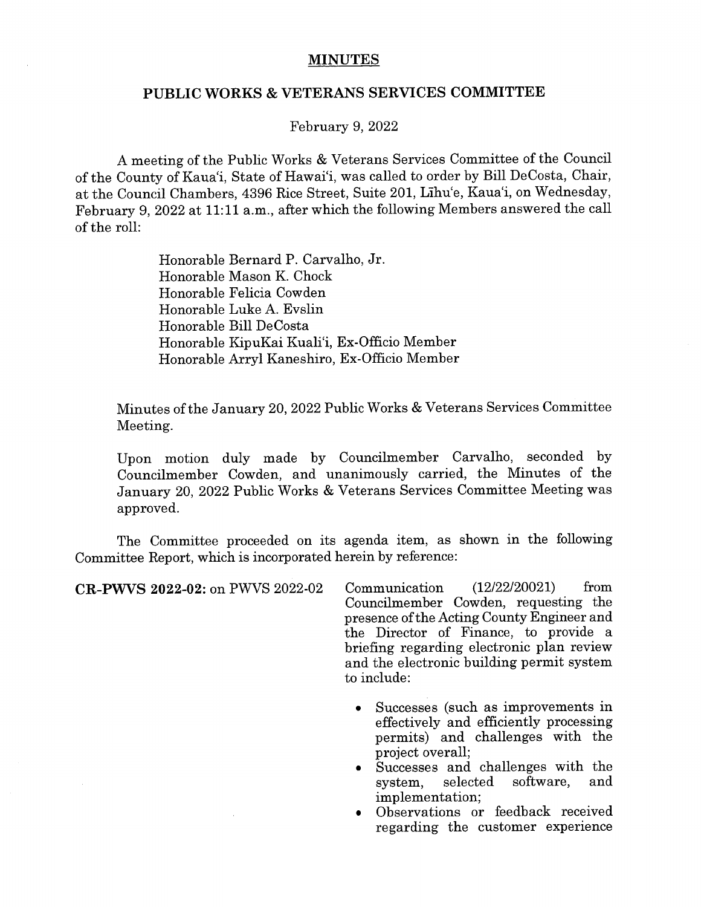# MINUTES

## PUBLIC WORKS & VETERANS SERVICES COMMITTEE

February 9, 2022

A meeting of the Public Works & Veterans Services Committee of the Council of the County of Kaua'i, State of Hawai'i, was called to order by Bill DeCosta, Chair, at the Council Chambers, 4396 Rice Street, Suite 201, Līhu'e, Kaua'i, on Wednesday, February 9, 2022 at 11:11 a.m., after which the following Members answered the call of the roll:

Honorable Bernard P. Carvalho, Jr.
Honorable Mason K. Chock
Honorable Felicia Cowden
Honorable Luke A. Evslin
Honorable Bill DeCosta
Honorable KipuKai Kuali'i, Ex-Officio Member
Honorable Arryl Kaneshiro, Ex-Officio Member

Minutes of the January 20, 2022 Public Works & Veterans Services Committee Meeting.

Upon motion duly made by Councilmember Carvalho, seconded by Councilmember Cowden, and unanimously carried, the Minutes of the January 20, 2022 Public Works & Veterans Services Committee Meeting was approved.

The Committee proceeded on its agenda item, as shown in the following Committee Report, which is incorporated herein by reference:

**CR-PWVS 2022-02:** on PWVS 2022-02 Communication (12/22/20021) from Councilmember Cowden, requesting the presence of the Acting County Engineer and the Director of Finance, to provide a briefing regarding electronic plan review and the electronic building permit system to include:

- Successes (such as improvements in effectively and efficiently processing permits) and challenges with the project overall;
- Successes and challenges with the system, selected software, and implementation;
- Observations or feedback received regarding the customer experience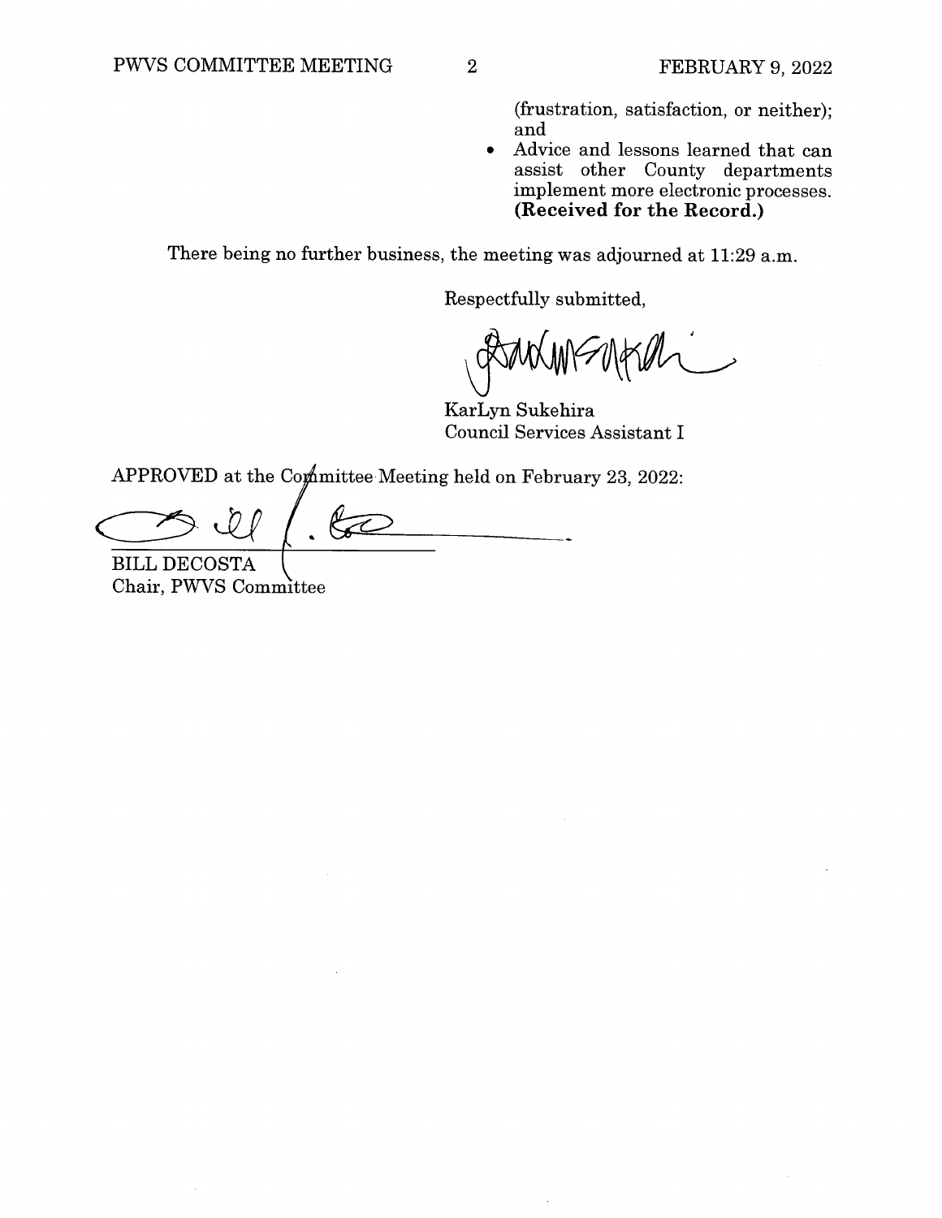(frustration, satisfaction, or neither); and

- Advice and lessons learned that can assist other County departments implement more electronic processes. **(Received for the Record.)**

There being no further business, the meeting was adjourned at 11:29 a.m.

Respectfully submitted,

KarLyn Sukehira
Council Services Assistant I

APPROVED at the Committee Meeting held on February 23, 2022:

BILL DECOSTA
Chair, PWVS Committee